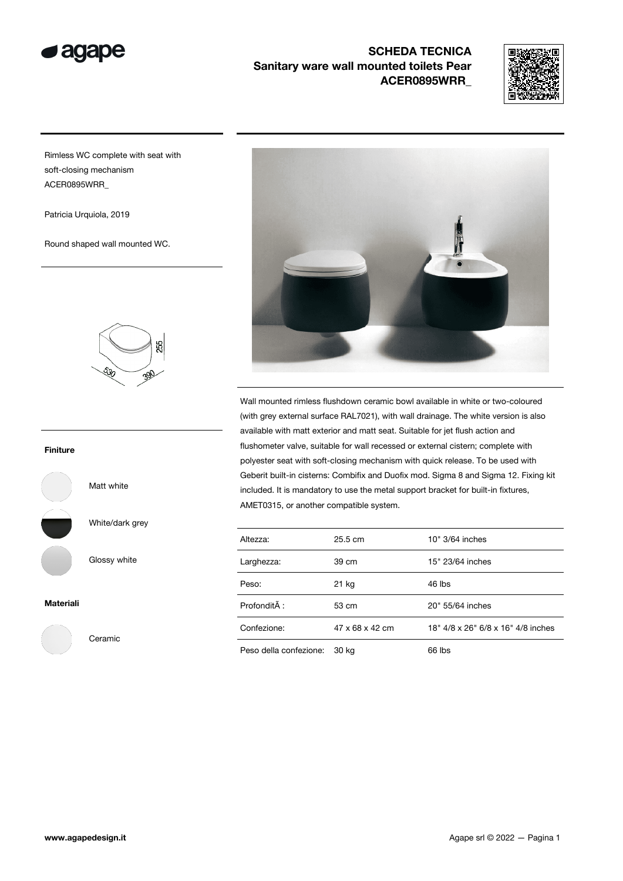# SCHEDA TECNICA
## Sanitary ware wall mounted toilets Pear
## ACER0895WRR_

Rimless WC complete with seat with soft-closing mechanism
ACER0895WRR_

Patricia Urquiola, 2019

Round shaped wall mounted WC.

Wall mounted rimless flushdown ceramic bowl available in white or two-coloured (with grey external surface RAL7021), with wall drainage. The white version is also available with matt exterior and matt seat. Suitable for jet flush action and flushometer valve, suitable for wall recessed or external cistern; complete with polyester seat with soft-closing mechanism with quick release. To be used with Geberit built-in cisterns: Combifix and Duofix mod. Sigma 8 and Sigma 12. Fixing kit included. It is mandatory to use the metal support bracket for built-in fixtures, AMET0315, or another compatible system.

| | | |
|---|---|---|
| Altezza: | 25.5 cm | 10" 3/64 inches |
| Larghezza: | 39 cm | 15" 23/64 inches |
| Peso: | 21 kg | 46 lbs |
| ProfonditÃ : | 53 cm | 20" 55/64 inches |
| Confezione: | 47 x 68 x 42 cm | 18" 4/8 x 26" 6/8 x 16" 4/8 inches |
| Peso della confezione: | 30 kg | 66 lbs |

### Finiture

- Matt white
- White/dark grey
- Glossy white

### Materiali

- Ceramic

www.agapedesign.it

Agape srl © 2022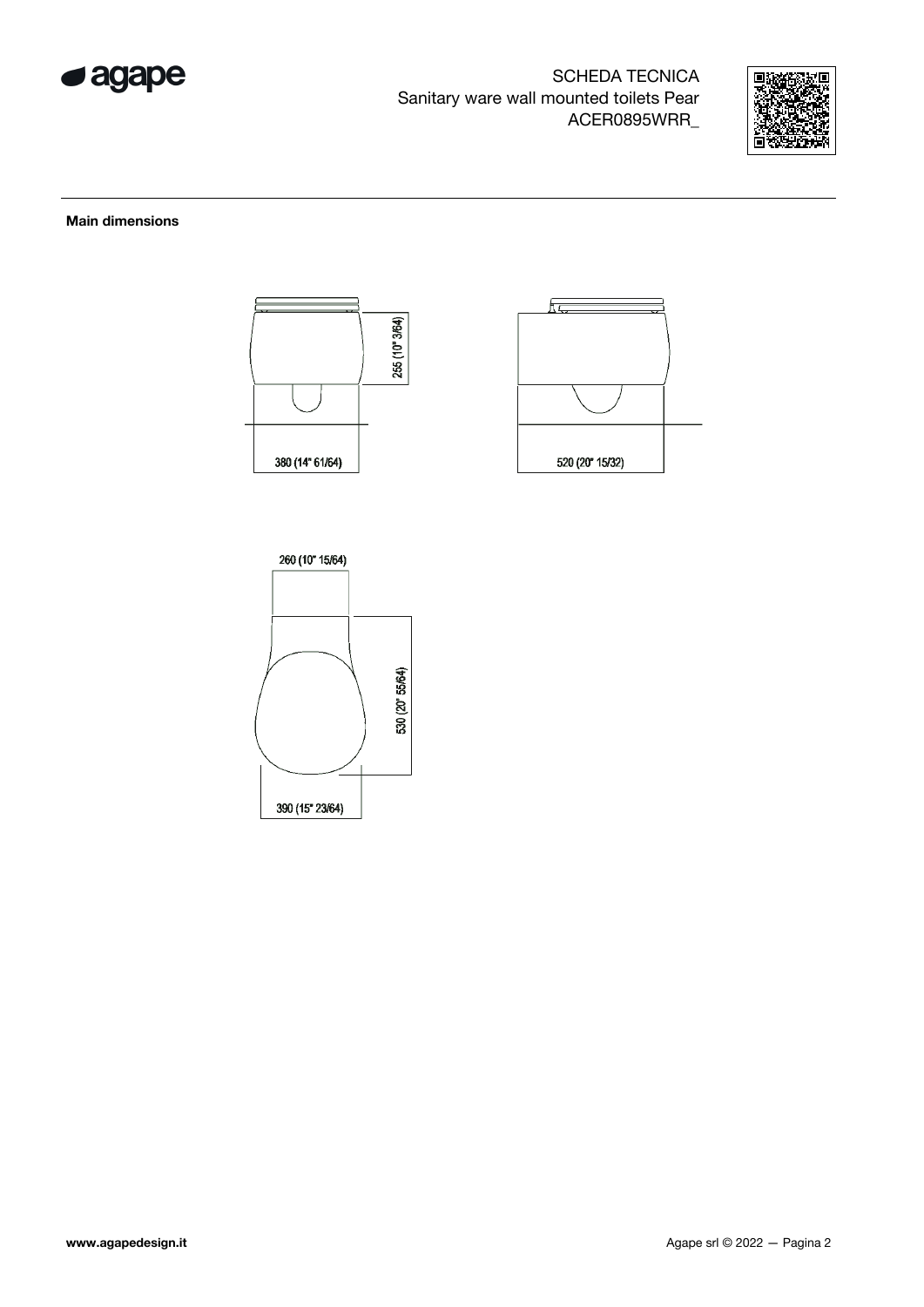SCHEDA TECNICA
Sanitary ware wall mounted toilets Pear
ACER0895WRR_

**Main dimensions**

255 (10" 3/64)

380 (14" 61/64)

520 (20" 15/32)

260 (10" 15/64)

530 (20" 55/64)

390 (15" 23/64)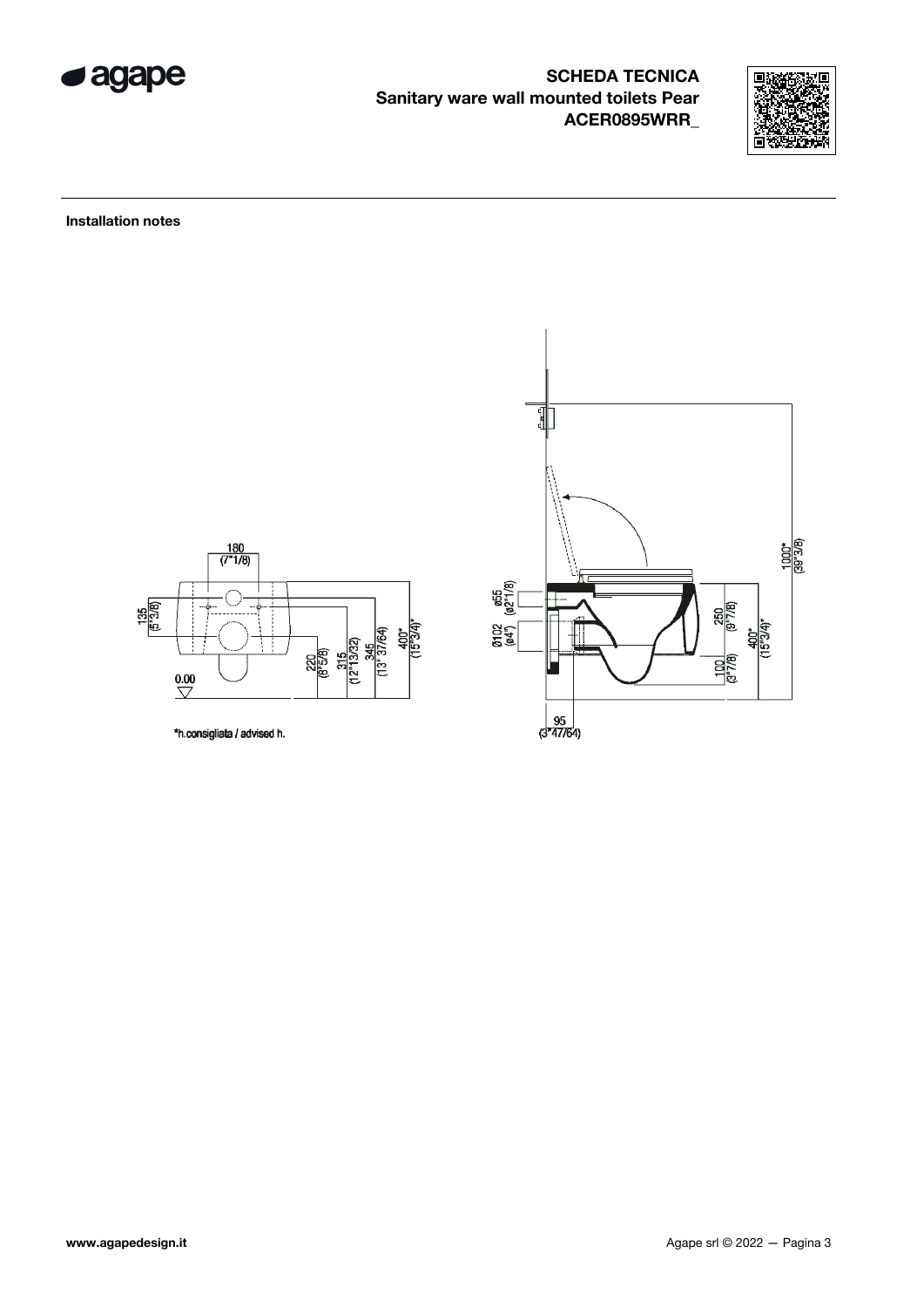**SCHEDA TECNICA**
**Sanitary ware wall mounted toilets Pear**
**ACER0895WRR_**

**Installation notes**

180
(7"1/8)

135
(5"3/8)

220
(8"5/8)

315
(12"13/32)

345
(13" 37/64)

400*
(15"3/4)*

0.00

*h.consigliata / advised h.

ø55
(ø2"1/8)

Ø102
(ø4")

250
(9"7/8)

100
(3"7/8)

400*
(15"3/4)*

1000*
(39"3/8)

95
(3"47/64)